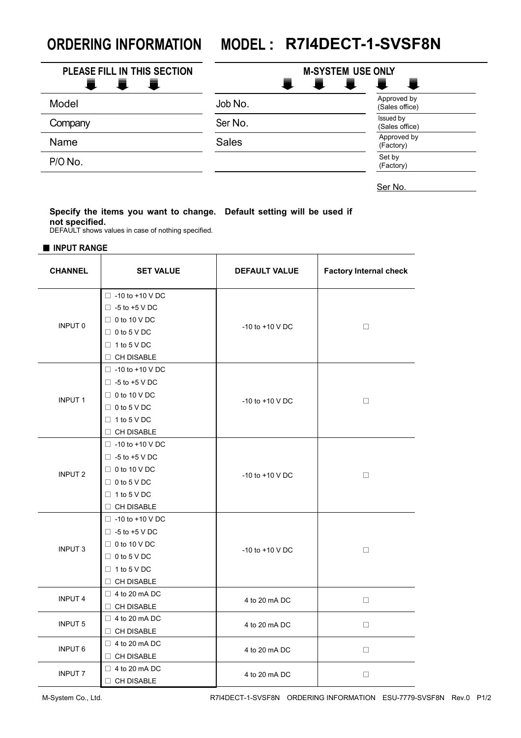# ORDERING INFORMATION MODEL : R7I4DECT-1-SVSF8N

| PLEASE FILL IN THIS SECTION | M-SYSTEM USE ONLY | |
|---|---|---|
| Model | Job No. | Approved by (Sales office) |
| Company | Ser No. | Issued by (Sales office) |
| Name | Sales | Approved by (Factory) |
| P/O No. | | Set by (Factory) |

Ser No.

**Specify the items you want to change. Default setting will be used if not specified.**

DEFAULT shows values in case of nothing specified.

## ■ INPUT RANGE

| CHANNEL | SET VALUE | DEFAULT VALUE | Factory Internal check |
|---|---|---|---|
| INPUT 0 | □ -10 to +10 V DC<br>□ -5 to +5 V DC<br>□ 0 to 10 V DC<br>□ 0 to 5 V DC<br>□ 1 to 5 V DC<br>□ CH DISABLE | -10 to +10 V DC | □ |
| INPUT 1 | □ -10 to +10 V DC<br>□ -5 to +5 V DC<br>□ 0 to 10 V DC<br>□ 0 to 5 V DC<br>□ 1 to 5 V DC<br>□ CH DISABLE | -10 to +10 V DC | □ |
| INPUT 2 | □ -10 to +10 V DC<br>□ -5 to +5 V DC<br>□ 0 to 10 V DC<br>□ 0 to 5 V DC<br>□ 1 to 5 V DC<br>□ CH DISABLE | -10 to +10 V DC | □ |
| INPUT 3 | □ -10 to +10 V DC<br>□ -5 to +5 V DC<br>□ 0 to 10 V DC<br>□ 0 to 5 V DC<br>□ 1 to 5 V DC<br>□ CH DISABLE | -10 to +10 V DC | □ |
| INPUT 4 | □ 4 to 20 mA DC<br>□ CH DISABLE | 4 to 20 mA DC | □ |
| INPUT 5 | □ 4 to 20 mA DC<br>□ CH DISABLE | 4 to 20 mA DC | □ |
| INPUT 6 | □ 4 to 20 mA DC<br>□ CH DISABLE | 4 to 20 mA DC | □ |
| INPUT 7 | □ 4 to 20 mA DC<br>□ CH DISABLE | 4 to 20 mA DC | □ |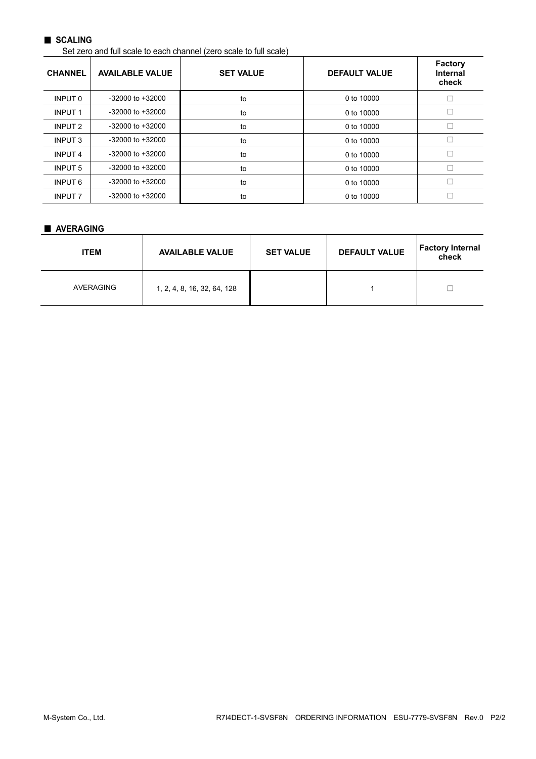## ■ SCALING

Set zero and full scale to each channel (zero scale to full scale)

| CHANNEL | AVAILABLE VALUE | SET VALUE | DEFAULT VALUE | Factory Internal check |
|---|---|---|---|---|
| INPUT 0 | -32000 to +32000 | to | 0 to 10000 | □ |
| INPUT 1 | -32000 to +32000 | to | 0 to 10000 | □ |
| INPUT 2 | -32000 to +32000 | to | 0 to 10000 | □ |
| INPUT 3 | -32000 to +32000 | to | 0 to 10000 | □ |
| INPUT 4 | -32000 to +32000 | to | 0 to 10000 | □ |
| INPUT 5 | -32000 to +32000 | to | 0 to 10000 | □ |
| INPUT 6 | -32000 to +32000 | to | 0 to 10000 | □ |
| INPUT 7 | -32000 to +32000 | to | 0 to 10000 | □ |

## ■ AVERAGING

| ITEM | AVAILABLE VALUE | SET VALUE | DEFAULT VALUE | Factory Internal check |
|---|---|---|---|---|
| AVERAGING | 1, 2, 4, 8, 16, 32, 64, 128 | | 1 | □ |

M-System Co., Ltd. R7I4DECT-1-SVSF8N ORDERING INFORMATION ESU-7779-SVSF8N Rev.0